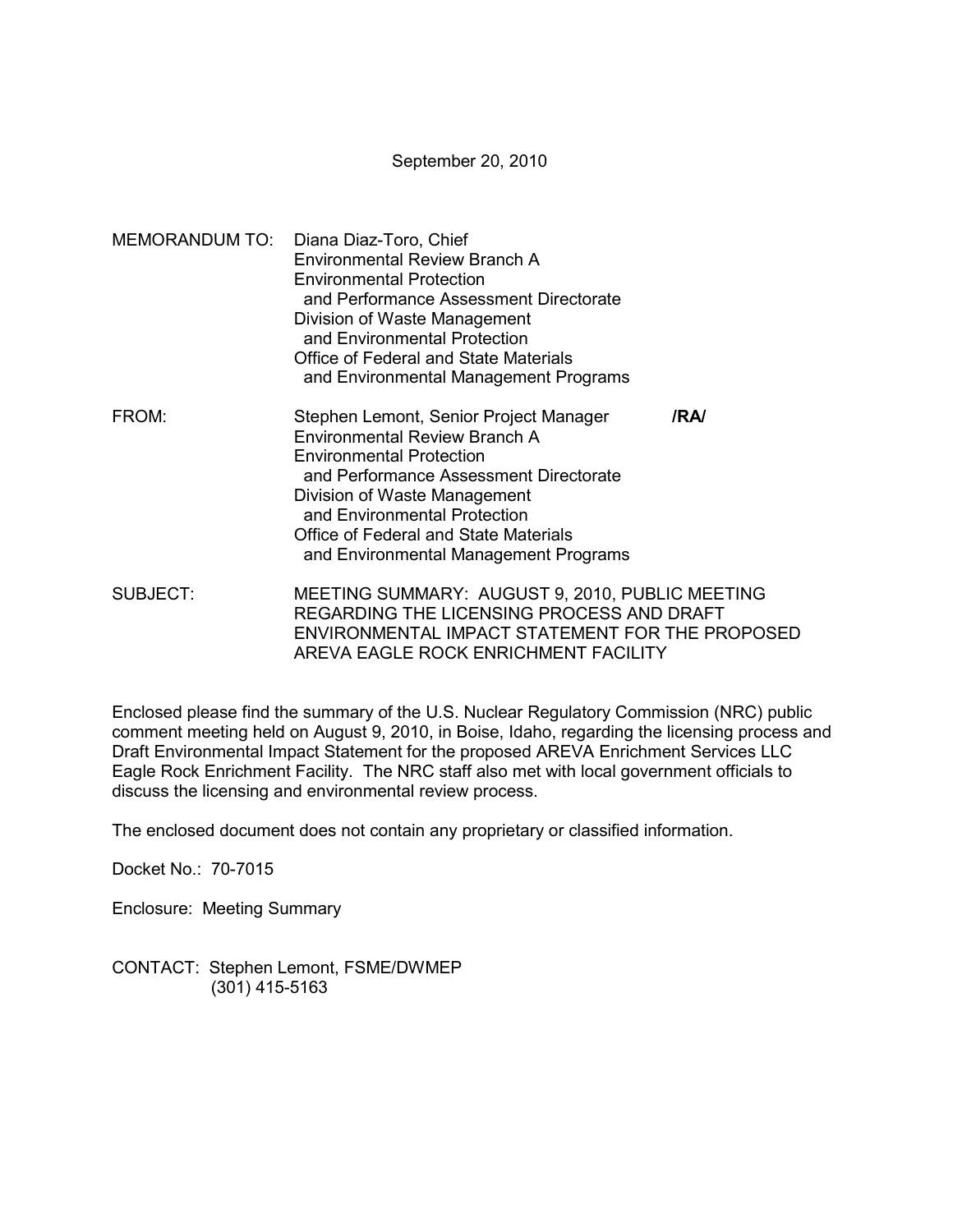September 20, 2010

MEMORANDUM TO: Diana Diaz-Toro, Chief
Environmental Review Branch A
Environmental Protection
and Performance Assessment Directorate
Division of Waste Management
and Environmental Protection
Office of Federal and State Materials
and Environmental Management Programs

FROM: Stephen Lemont, Senior Project Manager **/RA/**
Environmental Review Branch A
Environmental Protection
and Performance Assessment Directorate
Division of Waste Management
and Environmental Protection
Office of Federal and State Materials
and Environmental Management Programs

SUBJECT: MEETING SUMMARY: AUGUST 9, 2010, PUBLIC MEETING REGARDING THE LICENSING PROCESS AND DRAFT ENVIRONMENTAL IMPACT STATEMENT FOR THE PROPOSED AREVA EAGLE ROCK ENRICHMENT FACILITY

Enclosed please find the summary of the U.S. Nuclear Regulatory Commission (NRC) public comment meeting held on August 9, 2010, in Boise, Idaho, regarding the licensing process and Draft Environmental Impact Statement for the proposed AREVA Enrichment Services LLC Eagle Rock Enrichment Facility. The NRC staff also met with local government officials to discuss the licensing and environmental review process.

The enclosed document does not contain any proprietary or classified information.

Docket No.: 70-7015

Enclosure: Meeting Summary

CONTACT: Stephen Lemont, FSME/DWMEP
(301) 415-5163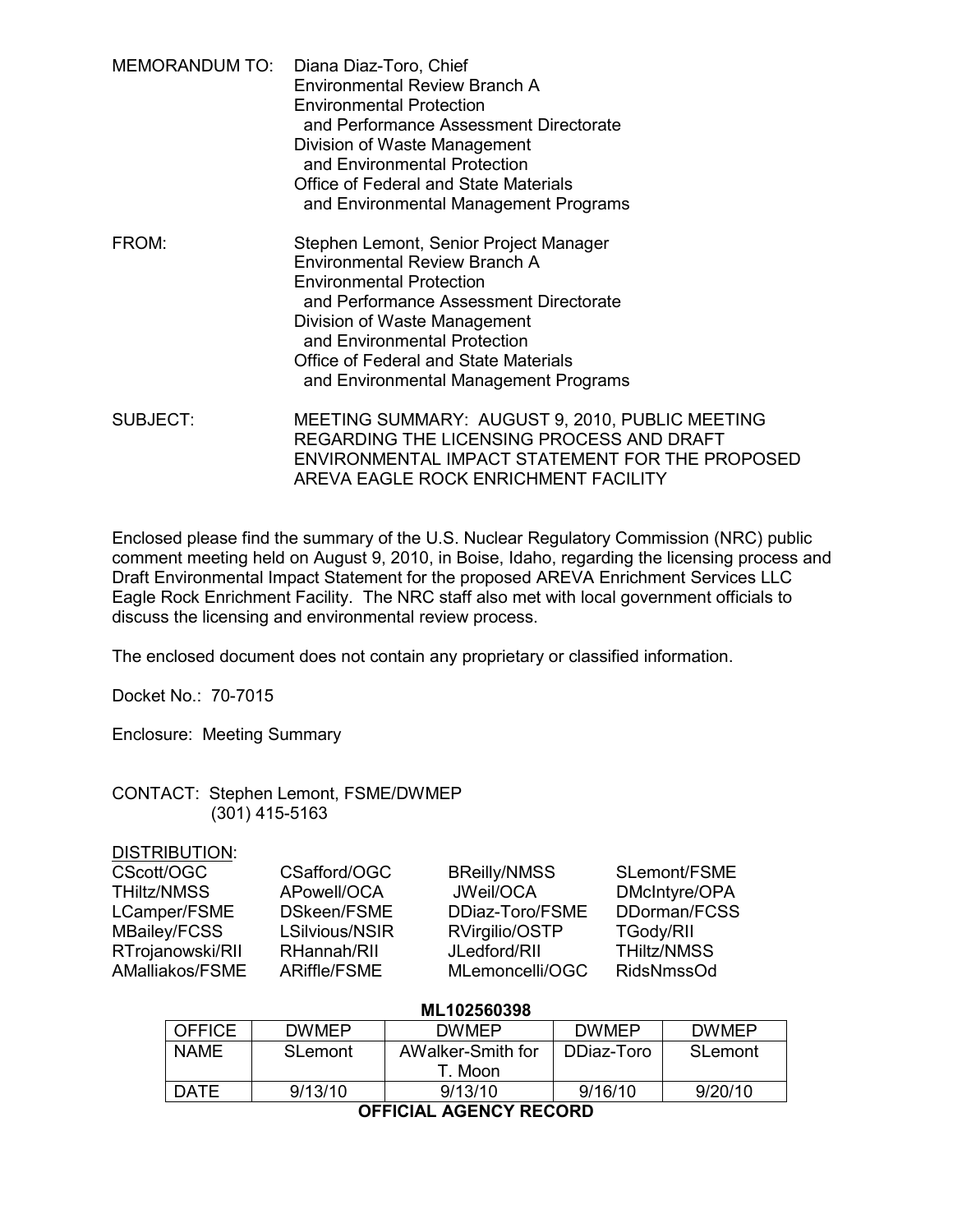MEMORANDUM TO: Diana Diaz-Toro, Chief
Environmental Review Branch A
Environmental Protection
and Performance Assessment Directorate
Division of Waste Management
and Environmental Protection
Office of Federal and State Materials
and Environmental Management Programs

FROM: Stephen Lemont, Senior Project Manager
Environmental Review Branch A
Environmental Protection
and Performance Assessment Directorate
Division of Waste Management
and Environmental Protection
Office of Federal and State Materials
and Environmental Management Programs

SUBJECT: MEETING SUMMARY: AUGUST 9, 2010, PUBLIC MEETING REGARDING THE LICENSING PROCESS AND DRAFT ENVIRONMENTAL IMPACT STATEMENT FOR THE PROPOSED AREVA EAGLE ROCK ENRICHMENT FACILITY

Enclosed please find the summary of the U.S. Nuclear Regulatory Commission (NRC) public comment meeting held on August 9, 2010, in Boise, Idaho, regarding the licensing process and Draft Environmental Impact Statement for the proposed AREVA Enrichment Services LLC Eagle Rock Enrichment Facility. The NRC staff also met with local government officials to discuss the licensing and environmental review process.

The enclosed document does not contain any proprietary or classified information.

Docket No.: 70-7015

Enclosure: Meeting Summary

CONTACT: Stephen Lemont, FSME/DWMEP
(301) 415-5163

DISTRIBUTION:

| | | | |
|---|---|---|---|
| CScott/OGC | CSafford/OGC | BReilly/NMSS | SLemont/FSME |
| THiltz/NMSS | APowell/OCA | JWeil/OCA | DMcIntyre/OPA |
| LCamper/FSME | DSkeen/FSME | DDiaz-Toro/FSME | DDorman/FCSS |
| MBailey/FCSS | LSilvious/NSIR | RVirgilio/OSTP | TGody/RII |
| RTrojanowski/RII | RHannah/RII | JLedford/RII | THiltz/NMSS |
| AMalliakos/FSME | ARiffle/FSME | MLemoncelli/OGC | RidsNmssOd |

**ML102560398**

| OFFICE | DWMEP | DWMEP | DWMEP | DWMEP |
|---|---|---|---|---|
| NAME | SLemont | AWalker-Smith for T. Moon | DDiaz-Toro | SLemont |
| DATE | 9/13/10 | 9/13/10 | 9/16/10 | 9/20/10 |

**OFFICIAL AGENCY RECORD**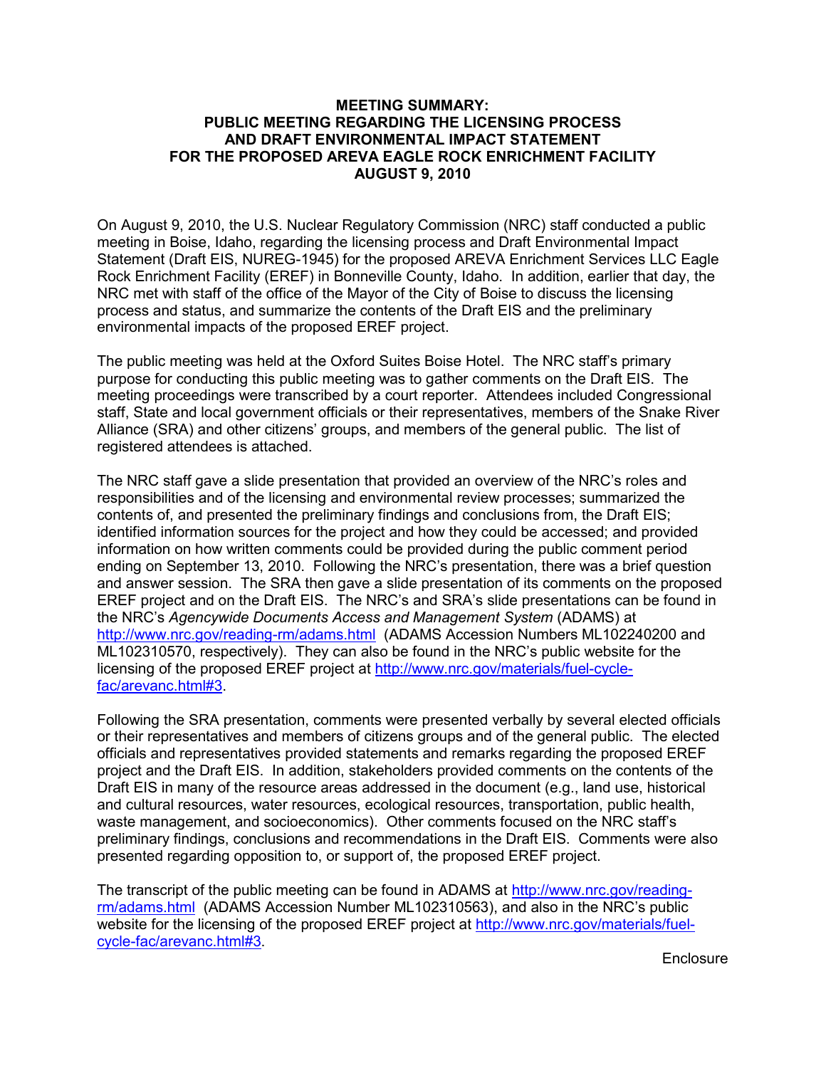**MEETING SUMMARY:**
**PUBLIC MEETING REGARDING THE LICENSING PROCESS AND DRAFT ENVIRONMENTAL IMPACT STATEMENT FOR THE PROPOSED AREVA EAGLE ROCK ENRICHMENT FACILITY**
**AUGUST 9, 2010**

On August 9, 2010, the U.S. Nuclear Regulatory Commission (NRC) staff conducted a public meeting in Boise, Idaho, regarding the licensing process and Draft Environmental Impact Statement (Draft EIS, NUREG-1945) for the proposed AREVA Enrichment Services LLC Eagle Rock Enrichment Facility (EREF) in Bonneville County, Idaho. In addition, earlier that day, the NRC met with staff of the office of the Mayor of the City of Boise to discuss the licensing process and status, and summarize the contents of the Draft EIS and the preliminary environmental impacts of the proposed EREF project.

The public meeting was held at the Oxford Suites Boise Hotel. The NRC staff's primary purpose for conducting this public meeting was to gather comments on the Draft EIS. The meeting proceedings were transcribed by a court reporter. Attendees included Congressional staff, State and local government officials or their representatives, members of the Snake River Alliance (SRA) and other citizens' groups, and members of the general public. The list of registered attendees is attached.

The NRC staff gave a slide presentation that provided an overview of the NRC's roles and responsibilities and of the licensing and environmental review processes; summarized the contents of, and presented the preliminary findings and conclusions from, the Draft EIS; identified information sources for the project and how they could be accessed; and provided information on how written comments could be provided during the public comment period ending on September 13, 2010. Following the NRC's presentation, there was a brief question and answer session. The SRA then gave a slide presentation of its comments on the proposed EREF project and on the Draft EIS. The NRC's and SRA's slide presentations can be found in the NRC's *Agencywide Documents Access and Management System* (ADAMS) at http://www.nrc.gov/reading-rm/adams.html (ADAMS Accession Numbers ML102240200 and ML102310570, respectively). They can also be found in the NRC's public website for the licensing of the proposed EREF project at http://www.nrc.gov/materials/fuel-cycle-fac/arevanc.html#3.

Following the SRA presentation, comments were presented verbally by several elected officials or their representatives and members of citizens groups and of the general public. The elected officials and representatives provided statements and remarks regarding the proposed EREF project and the Draft EIS. In addition, stakeholders provided comments on the contents of the Draft EIS in many of the resource areas addressed in the document (e.g., land use, historical and cultural resources, water resources, ecological resources, transportation, public health, waste management, and socioeconomics). Other comments focused on the NRC staff's preliminary findings, conclusions and recommendations in the Draft EIS. Comments were also presented regarding opposition to, or support of, the proposed EREF project.

The transcript of the public meeting can be found in ADAMS at http://www.nrc.gov/reading-rm/adams.html (ADAMS Accession Number ML102310563), and also in the NRC's public website for the licensing of the proposed EREF project at http://www.nrc.gov/materials/fuel-cycle-fac/arevanc.html#3.

Enclosure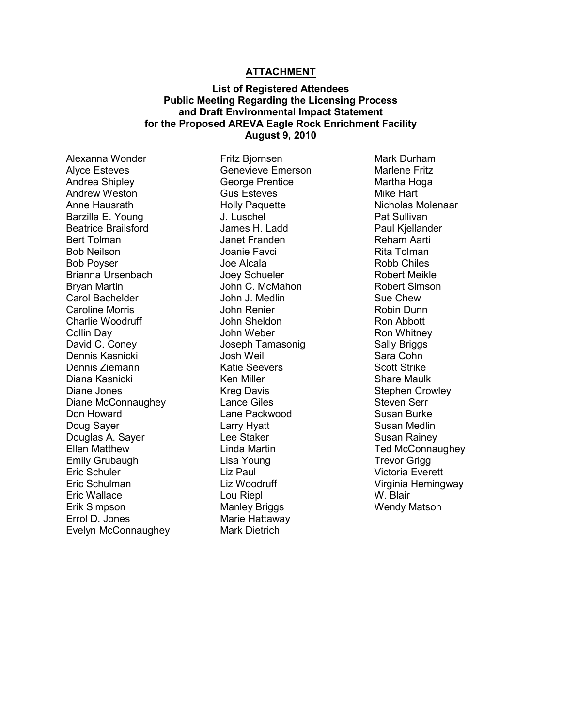**ATTACHMENT**

**List of Registered Attendees**
**Public Meeting Regarding the Licensing Process**
**and Draft Environmental Impact Statement**
**for the Proposed AREVA Eagle Rock Enrichment Facility**
**August 9, 2010**

Alexanna Wonder
Alyce Esteves
Andrea Shipley
Andrew Weston
Anne Hausrath
Barzilla E. Young
Beatrice Brailsford
Bert Tolman
Bob Neilson
Bob Poyser
Brianna Ursenbach
Bryan Martin
Carol Bachelder
Caroline Morris
Charlie Woodruff
Collin Day
David C. Coney
Dennis Kasnicki
Dennis Ziemann
Diana Kasnicki
Diane Jones
Diane McConnaughey
Don Howard
Doug Sayer
Douglas A. Sayer
Ellen Matthew
Emily Grubaugh
Eric Schuler
Eric Schulman
Eric Wallace
Erik Simpson
Errol D. Jones
Evelyn McConnaughey
Fritz Bjornsen
Genevieve Emerson
George Prentice
Gus Esteves
Holly Paquette
J. Luschel
James H. Ladd
Janet Franden
Joanie Favci
Joe Alcala
Joey Schueler
John C. McMahon
John J. Medlin
John Renier
John Sheldon
John Weber
Joseph Tamasonig
Josh Weil
Katie Seevers
Ken Miller
Kreg Davis
Lance Giles
Lane Packwood
Larry Hyatt
Lee Staker
Linda Martin
Lisa Young
Liz Paul
Liz Woodruff
Lou Riepl
Manley Briggs
Marie Hattaway
Mark Dietrich
Mark Durham
Marlene Fritz
Martha Hoga
Mike Hart
Nicholas Molenaar
Pat Sullivan
Paul Kjellander
Reham Aarti
Rita Tolman
Robb Chiles
Robert Meikle
Robert Simson
Sue Chew
Robin Dunn
Ron Abbott
Ron Whitney
Sally Briggs
Sara Cohn
Scott Strike
Share Maulk
Stephen Crowley
Steven Serr
Susan Burke
Susan Medlin
Susan Rainey
Ted McConnaughey
Trevor Grigg
Victoria Everett
Virginia Hemingway
W. Blair
Wendy Matson